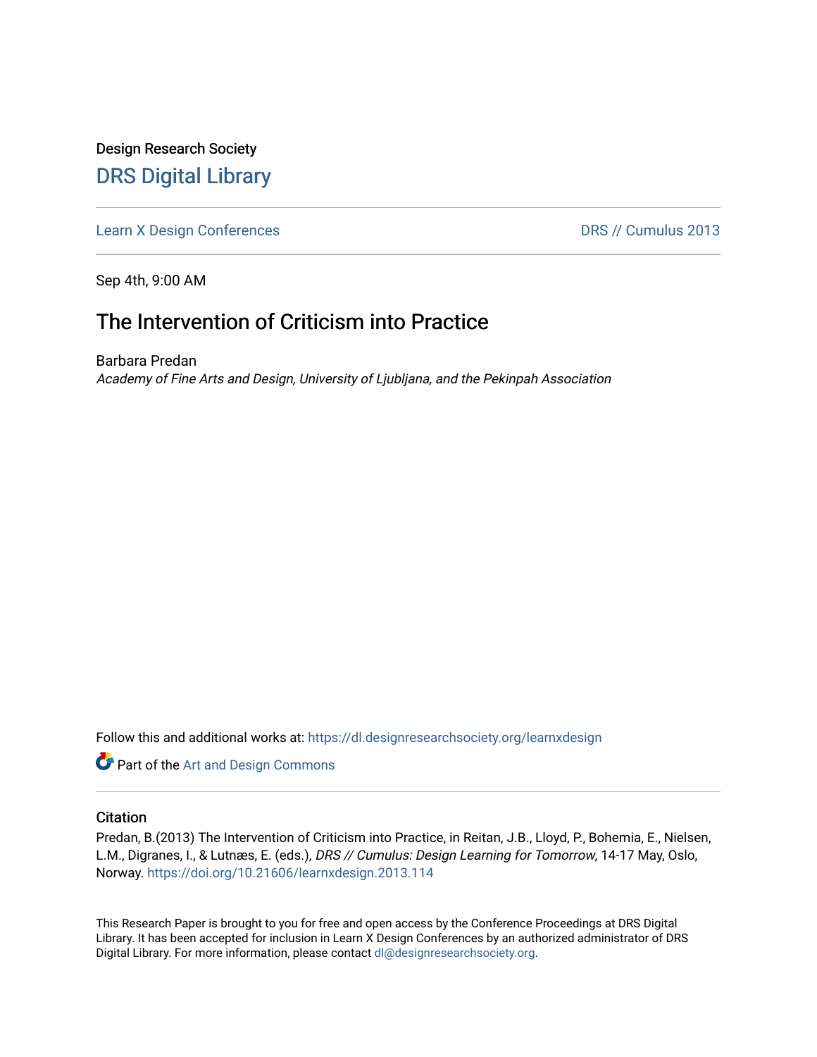Design Research Society

# DRS Digital Library

Learn X Design Conferences | DRS // Cumulus 2013

Sep 4th, 9:00 AM

## The Intervention of Criticism into Practice

Barbara Predan

*Academy of Fine Arts and Design, University of Ljubljana, and the Pekinpah Association*

Follow this and additional works at: https://dl.designresearchsociety.org/learnxdesign

Part of the Art and Design Commons

### Citation

Predan, B.(2013) The Intervention of Criticism into Practice, in Reitan, J.B., Lloyd, P., Bohemia, E., Nielsen, L.M., Digranes, I., & Lutnæs, E. (eds.), *DRS // Cumulus: Design Learning for Tomorrow*, 14-17 May, Oslo, Norway. https://doi.org/10.21606/learnxdesign.2013.114

This Research Paper is brought to you for free and open access by the Conference Proceedings at DRS Digital Library. It has been accepted for inclusion in Learn X Design Conferences by an authorized administrator of DRS Digital Library. For more information, please contact dl@designresearchsociety.org.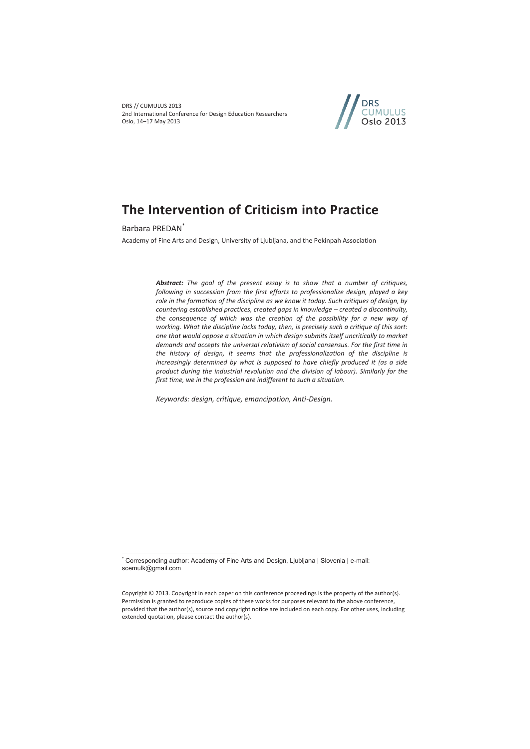# The Intervention of Criticism into Practice

Barbara PREDAN[*]

Academy of Fine Arts and Design, University of Ljubljana, and the Pekinpah Association

***Abstract:** The goal of the present essay is to show that a number of critiques, following in succession from the first efforts to professionalize design, played a key role in the formation of the discipline as we know it today. Such critiques of design, by countering established practices, created gaps in knowledge – created a discontinuity, the consequence of which was the creation of the possibility for a new way of working. What the discipline lacks today, then, is precisely such a critique of this sort: one that would oppose a situation in which design submits itself uncritically to market demands and accepts the universal relativism of social consensus. For the first time in the history of design, it seems that the professionalization of the discipline is increasingly determined by what is supposed to have chiefly produced it (as a side product during the industrial revolution and the division of labour). Similarly for the first time, we in the profession are indifferent to such a situation.*

*Keywords: design, critique, emancipation, Anti-Design.*

[*] Corresponding author: Academy of Fine Arts and Design, Ljubljana | Slovenia | e-mail: scemulk@gmail.com

Copyright © 2013. Copyright in each paper on this conference proceedings is the property of the author(s). Permission is granted to reproduce copies of these works for purposes relevant to the above conference, provided that the author(s), source and copyright notice are included on each copy. For other uses, including extended quotation, please contact the author(s).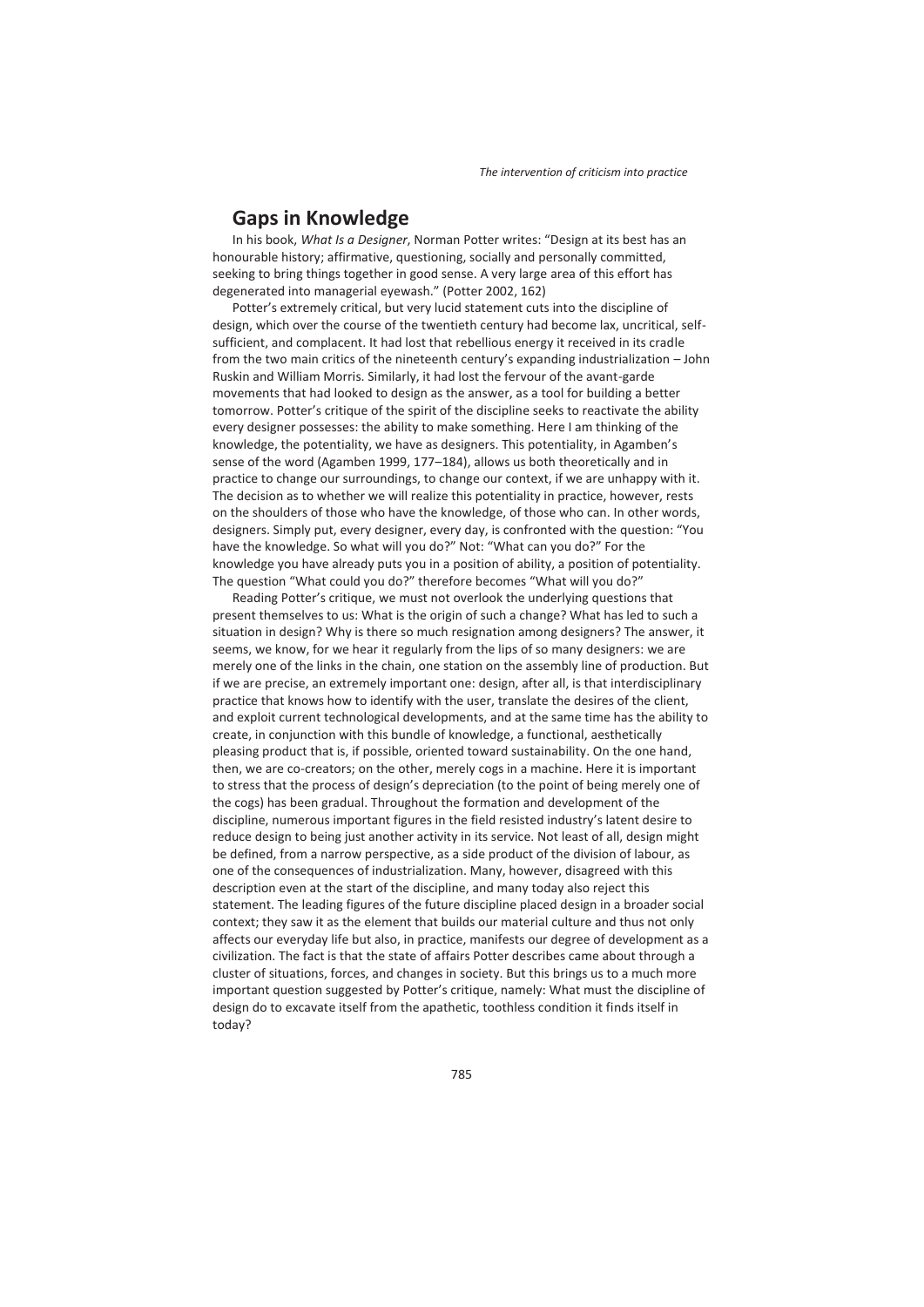## Gaps in Knowledge

In his book, *What Is a Designer*, Norman Potter writes: "Design at its best has an honourable history; affirmative, questioning, socially and personally committed, seeking to bring things together in good sense. A very large area of this effort has degenerated into managerial eyewash." (Potter 2002, 162)

Potter's extremely critical, but very lucid statement cuts into the discipline of design, which over the course of the twentieth century had become lax, uncritical, self-sufficient, and complacent. It had lost that rebellious energy it received in its cradle from the two main critics of the nineteenth century's expanding industrialization – John Ruskin and William Morris. Similarly, it had lost the fervour of the avant-garde movements that had looked to design as the answer, as a tool for building a better tomorrow. Potter's critique of the spirit of the discipline seeks to reactivate the ability every designer possesses: the ability to make something. Here I am thinking of the knowledge, the potentiality, we have as designers. This potentiality, in Agamben's sense of the word (Agamben 1999, 177–184), allows us both theoretically and in practice to change our surroundings, to change our context, if we are unhappy with it. The decision as to whether we will realize this potentiality in practice, however, rests on the shoulders of those who have the knowledge, of those who can. In other words, designers. Simply put, every designer, every day, is confronted with the question: "You have the knowledge. So what will you do?" Not: "What can you do?" For the knowledge you have already puts you in a position of ability, a position of potentiality. The question "What could you do?" therefore becomes "What will you do?"

Reading Potter's critique, we must not overlook the underlying questions that present themselves to us: What is the origin of such a change? What has led to such a situation in design? Why is there so much resignation among designers? The answer, it seems, we know, for we hear it regularly from the lips of so many designers: we are merely one of the links in the chain, one station on the assembly line of production. But if we are precise, an extremely important one: design, after all, is that interdisciplinary practice that knows how to identify with the user, translate the desires of the client, and exploit current technological developments, and at the same time has the ability to create, in conjunction with this bundle of knowledge, a functional, aesthetically pleasing product that is, if possible, oriented toward sustainability. On the one hand, then, we are co-creators; on the other, merely cogs in a machine. Here it is important to stress that the process of design's depreciation (to the point of being merely one of the cogs) has been gradual. Throughout the formation and development of the discipline, numerous important figures in the field resisted industry's latent desire to reduce design to being just another activity in its service. Not least of all, design might be defined, from a narrow perspective, as a side product of the division of labour, as one of the consequences of industrialization. Many, however, disagreed with this description even at the start of the discipline, and many today also reject this statement. The leading figures of the future discipline placed design in a broader social context; they saw it as the element that builds our material culture and thus not only affects our everyday life but also, in practice, manifests our degree of development as a civilization. The fact is that the state of affairs Potter describes came about through a cluster of situations, forces, and changes in society. But this brings us to a much more important question suggested by Potter's critique, namely: What must the discipline of design do to excavate itself from the apathetic, toothless condition it finds itself in today?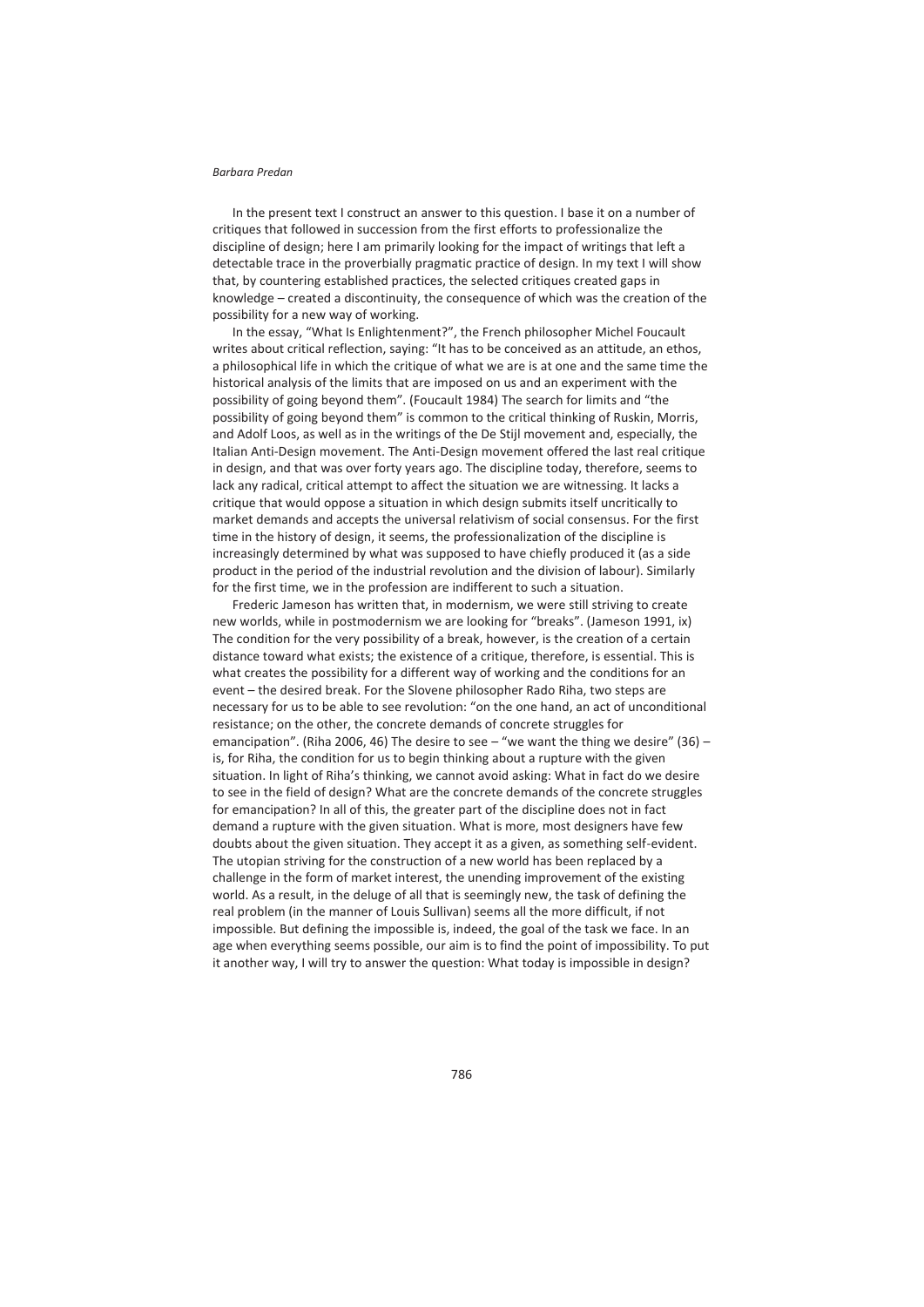In the present text I construct an answer to this question. I base it on a number of critiques that followed in succession from the first efforts to professionalize the discipline of design; here I am primarily looking for the impact of writings that left a detectable trace in the proverbially pragmatic practice of design. In my text I will show that, by countering established practices, the selected critiques created gaps in knowledge – created a discontinuity, the consequence of which was the creation of the possibility for a new way of working.

In the essay, "What Is Enlightenment?", the French philosopher Michel Foucault writes about critical reflection, saying: "It has to be conceived as an attitude, an ethos, a philosophical life in which the critique of what we are is at one and the same time the historical analysis of the limits that are imposed on us and an experiment with the possibility of going beyond them". (Foucault 1984) The search for limits and "the possibility of going beyond them" is common to the critical thinking of Ruskin, Morris, and Adolf Loos, as well as in the writings of the De Stijl movement and, especially, the Italian Anti-Design movement. The Anti-Design movement offered the last real critique in design, and that was over forty years ago. The discipline today, therefore, seems to lack any radical, critical attempt to affect the situation we are witnessing. It lacks a critique that would oppose a situation in which design submits itself uncritically to market demands and accepts the universal relativism of social consensus. For the first time in the history of design, it seems, the professionalization of the discipline is increasingly determined by what was supposed to have chiefly produced it (as a side product in the period of the industrial revolution and the division of labour). Similarly for the first time, we in the profession are indifferent to such a situation.

Frederic Jameson has written that, in modernism, we were still striving to create new worlds, while in postmodernism we are looking for "breaks". (Jameson 1991, ix) The condition for the very possibility of a break, however, is the creation of a certain distance toward what exists; the existence of a critique, therefore, is essential. This is what creates the possibility for a different way of working and the conditions for an event – the desired break. For the Slovene philosopher Rado Riha, two steps are necessary for us to be able to see revolution: "on the one hand, an act of unconditional resistance; on the other, the concrete demands of concrete struggles for emancipation". (Riha 2006, 46) The desire to see – "we want the thing we desire" (36) – is, for Riha, the condition for us to begin thinking about a rupture with the given situation. In light of Riha's thinking, we cannot avoid asking: What in fact do we desire to see in the field of design? What are the concrete demands of the concrete struggles for emancipation? In all of this, the greater part of the discipline does not in fact demand a rupture with the given situation. What is more, most designers have few doubts about the given situation. They accept it as a given, as something self-evident. The utopian striving for the construction of a new world has been replaced by a challenge in the form of market interest, the unending improvement of the existing world. As a result, in the deluge of all that is seemingly new, the task of defining the real problem (in the manner of Louis Sullivan) seems all the more difficult, if not impossible. But defining the impossible is, indeed, the goal of the task we face. In an age when everything seems possible, our aim is to find the point of impossibility. To put it another way, I will try to answer the question: What today is impossible in design?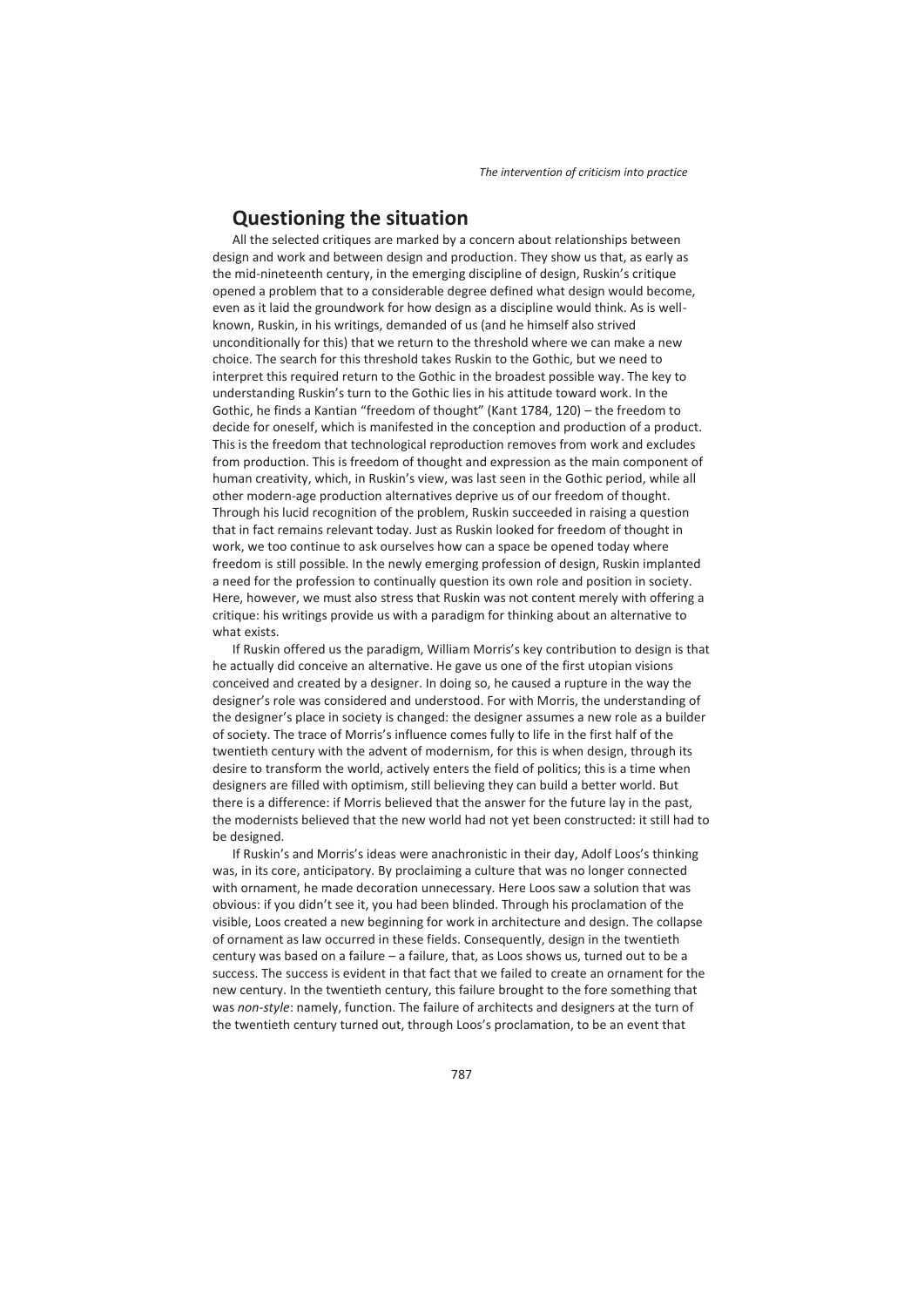## Questioning the situation

All the selected critiques are marked by a concern about relationships between design and work and between design and production. They show us that, as early as the mid-nineteenth century, in the emerging discipline of design, Ruskin's critique opened a problem that to a considerable degree defined what design would become, even as it laid the groundwork for how design as a discipline would think. As is well-known, Ruskin, in his writings, demanded of us (and he himself also strived unconditionally for this) that we return to the threshold where we can make a new choice. The search for this threshold takes Ruskin to the Gothic, but we need to interpret this required return to the Gothic in the broadest possible way. The key to understanding Ruskin's turn to the Gothic lies in his attitude toward work. In the Gothic, he finds a Kantian "freedom of thought" (Kant 1784, 120) – the freedom to decide for oneself, which is manifested in the conception and production of a product. This is the freedom that technological reproduction removes from work and excludes from production. This is freedom of thought and expression as the main component of human creativity, which, in Ruskin's view, was last seen in the Gothic period, while all other modern-age production alternatives deprive us of our freedom of thought. Through his lucid recognition of the problem, Ruskin succeeded in raising a question that in fact remains relevant today. Just as Ruskin looked for freedom of thought in work, we too continue to ask ourselves how can a space be opened today where freedom is still possible. In the newly emerging profession of design, Ruskin implanted a need for the profession to continually question its own role and position in society. Here, however, we must also stress that Ruskin was not content merely with offering a critique: his writings provide us with a paradigm for thinking about an alternative to what exists.

If Ruskin offered us the paradigm, William Morris's key contribution to design is that he actually did conceive an alternative. He gave us one of the first utopian visions conceived and created by a designer. In doing so, he caused a rupture in the way the designer's role was considered and understood. For with Morris, the understanding of the designer's place in society is changed: the designer assumes a new role as a builder of society. The trace of Morris's influence comes fully to life in the first half of the twentieth century with the advent of modernism, for this is when design, through its desire to transform the world, actively enters the field of politics; this is a time when designers are filled with optimism, still believing they can build a better world. But there is a difference: if Morris believed that the answer for the future lay in the past, the modernists believed that the new world had not yet been constructed: it still had to be designed.

If Ruskin's and Morris's ideas were anachronistic in their day, Adolf Loos's thinking was, in its core, anticipatory. By proclaiming a culture that was no longer connected with ornament, he made decoration unnecessary. Here Loos saw a solution that was obvious: if you didn't see it, you had been blinded. Through his proclamation of the visible, Loos created a new beginning for work in architecture and design. The collapse of ornament as law occurred in these fields. Consequently, design in the twentieth century was based on a failure – a failure, that, as Loos shows us, turned out to be a success. The success is evident in that fact that we failed to create an ornament for the new century. In the twentieth century, this failure brought to the fore something that was *non-style*: namely, function. The failure of architects and designers at the turn of the twentieth century turned out, through Loos's proclamation, to be an event that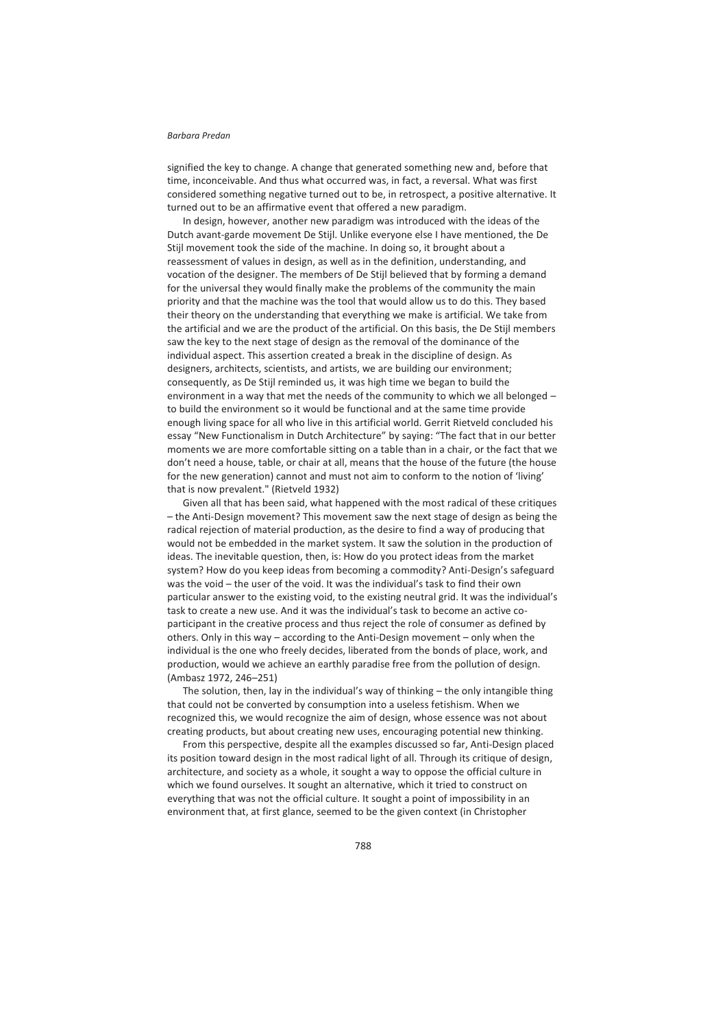signified the key to change. A change that generated something new and, before that time, inconceivable. And thus what occurred was, in fact, a reversal. What was first considered something negative turned out to be, in retrospect, a positive alternative. It turned out to be an affirmative event that offered a new paradigm.

In design, however, another new paradigm was introduced with the ideas of the Dutch avant-garde movement De Stijl. Unlike everyone else I have mentioned, the De Stijl movement took the side of the machine. In doing so, it brought about a reassessment of values in design, as well as in the definition, understanding, and vocation of the designer. The members of De Stijl believed that by forming a demand for the universal they would finally make the problems of the community the main priority and that the machine was the tool that would allow us to do this. They based their theory on the understanding that everything we make is artificial. We take from the artificial and we are the product of the artificial. On this basis, the De Stijl members saw the key to the next stage of design as the removal of the dominance of the individual aspect. This assertion created a break in the discipline of design. As designers, architects, scientists, and artists, we are building our environment; consequently, as De Stijl reminded us, it was high time we began to build the environment in a way that met the needs of the community to which we all belonged – to build the environment so it would be functional and at the same time provide enough living space for all who live in this artificial world. Gerrit Rietveld concluded his essay "New Functionalism in Dutch Architecture" by saying: "The fact that in our better moments we are more comfortable sitting on a table than in a chair, or the fact that we don't need a house, table, or chair at all, means that the house of the future (the house for the new generation) cannot and must not aim to conform to the notion of 'living' that is now prevalent." (Rietveld 1932)

Given all that has been said, what happened with the most radical of these critiques – the Anti-Design movement? This movement saw the next stage of design as being the radical rejection of material production, as the desire to find a way of producing that would not be embedded in the market system. It saw the solution in the production of ideas. The inevitable question, then, is: How do you protect ideas from the market system? How do you keep ideas from becoming a commodity? Anti-Design's safeguard was the void – the user of the void. It was the individual's task to find their own particular answer to the existing void, to the existing neutral grid. It was the individual's task to create a new use. And it was the individual's task to become an active co-participant in the creative process and thus reject the role of consumer as defined by others. Only in this way – according to the Anti-Design movement – only when the individual is the one who freely decides, liberated from the bonds of place, work, and production, would we achieve an earthly paradise free from the pollution of design. (Ambasz 1972, 246–251)

The solution, then, lay in the individual's way of thinking – the only intangible thing that could not be converted by consumption into a useless fetishism. When we recognized this, we would recognize the aim of design, whose essence was not about creating products, but about creating new uses, encouraging potential new thinking.

From this perspective, despite all the examples discussed so far, Anti-Design placed its position toward design in the most radical light of all. Through its critique of design, architecture, and society as a whole, it sought a way to oppose the official culture in which we found ourselves. It sought an alternative, which it tried to construct on everything that was not the official culture. It sought a point of impossibility in an environment that, at first glance, seemed to be the given context (in Christopher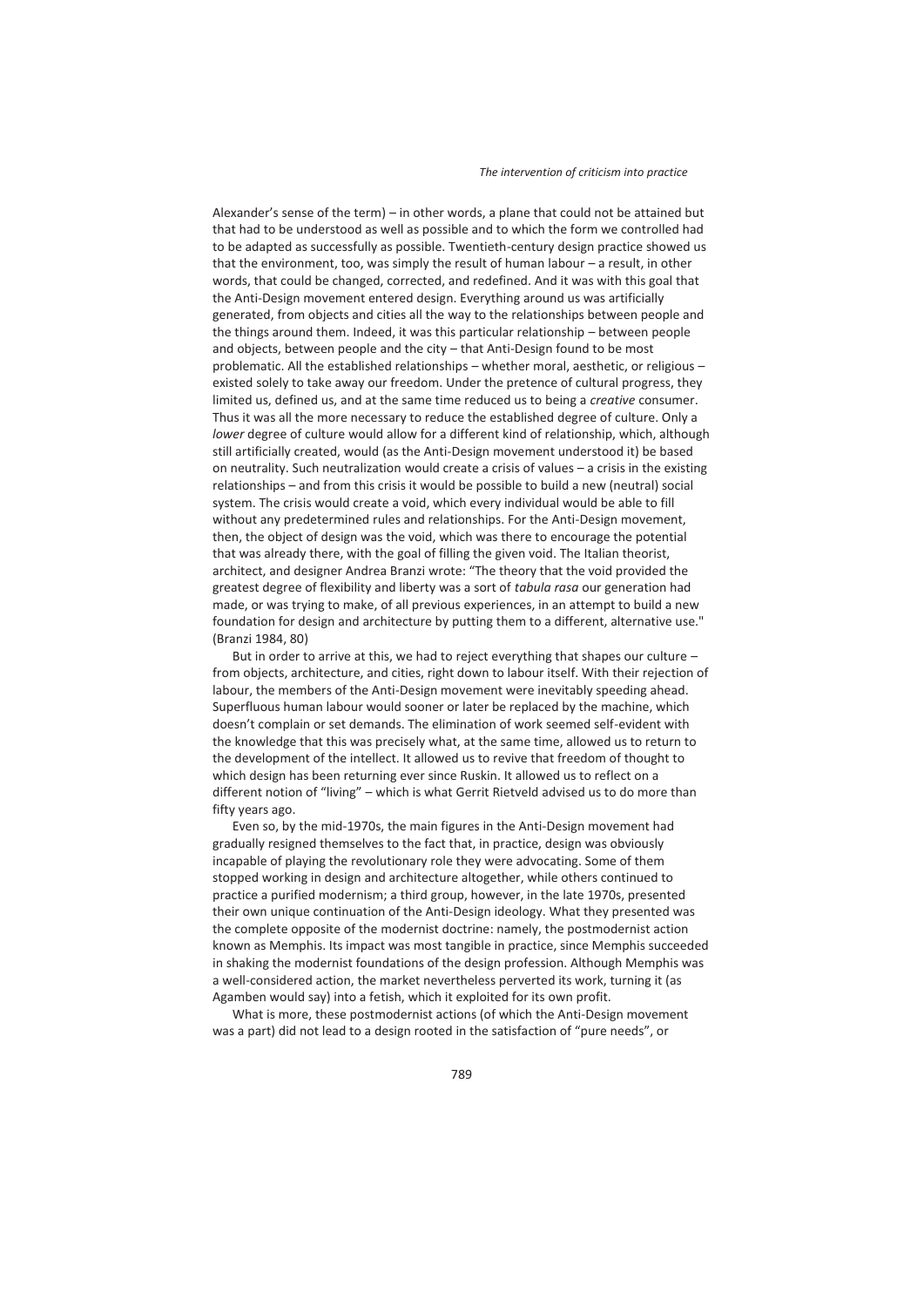Alexander's sense of the term) – in other words, a plane that could not be attained but that had to be understood as well as possible and to which the form we controlled had to be adapted as successfully as possible. Twentieth-century design practice showed us that the environment, too, was simply the result of human labour – a result, in other words, that could be changed, corrected, and redefined. And it was with this goal that the Anti-Design movement entered design. Everything around us was artificially generated, from objects and cities all the way to the relationships between people and the things around them. Indeed, it was this particular relationship – between people and objects, between people and the city – that Anti-Design found to be most problematic. All the established relationships – whether moral, aesthetic, or religious – existed solely to take away our freedom. Under the pretence of cultural progress, they limited us, defined us, and at the same time reduced us to being a *creative* consumer. Thus it was all the more necessary to reduce the established degree of culture. Only a *lower* degree of culture would allow for a different kind of relationship, which, although still artificially created, would (as the Anti-Design movement understood it) be based on neutrality. Such neutralization would create a crisis of values – a crisis in the existing relationships – and from this crisis it would be possible to build a new (neutral) social system. The crisis would create a void, which every individual would be able to fill without any predetermined rules and relationships. For the Anti-Design movement, then, the object of design was the void, which was there to encourage the potential that was already there, with the goal of filling the given void. The Italian theorist, architect, and designer Andrea Branzi wrote: "The theory that the void provided the greatest degree of flexibility and liberty was a sort of *tabula rasa* our generation had made, or was trying to make, of all previous experiences, in an attempt to build a new foundation for design and architecture by putting them to a different, alternative use." (Branzi 1984, 80)

But in order to arrive at this, we had to reject everything that shapes our culture – from objects, architecture, and cities, right down to labour itself. With their rejection of labour, the members of the Anti-Design movement were inevitably speeding ahead. Superfluous human labour would sooner or later be replaced by the machine, which doesn't complain or set demands. The elimination of work seemed self-evident with the knowledge that this was precisely what, at the same time, allowed us to return to the development of the intellect. It allowed us to revive that freedom of thought to which design has been returning ever since Ruskin. It allowed us to reflect on a different notion of "living" – which is what Gerrit Rietveld advised us to do more than fifty years ago.

Even so, by the mid-1970s, the main figures in the Anti-Design movement had gradually resigned themselves to the fact that, in practice, design was obviously incapable of playing the revolutionary role they were advocating. Some of them stopped working in design and architecture altogether, while others continued to practice a purified modernism; a third group, however, in the late 1970s, presented their own unique continuation of the Anti-Design ideology. What they presented was the complete opposite of the modernist doctrine: namely, the postmodernist action known as Memphis. Its impact was most tangible in practice, since Memphis succeeded in shaking the modernist foundations of the design profession. Although Memphis was a well-considered action, the market nevertheless perverted its work, turning it (as Agamben would say) into a fetish, which it exploited for its own profit.

What is more, these postmodernist actions (of which the Anti-Design movement was a part) did not lead to a design rooted in the satisfaction of "pure needs", or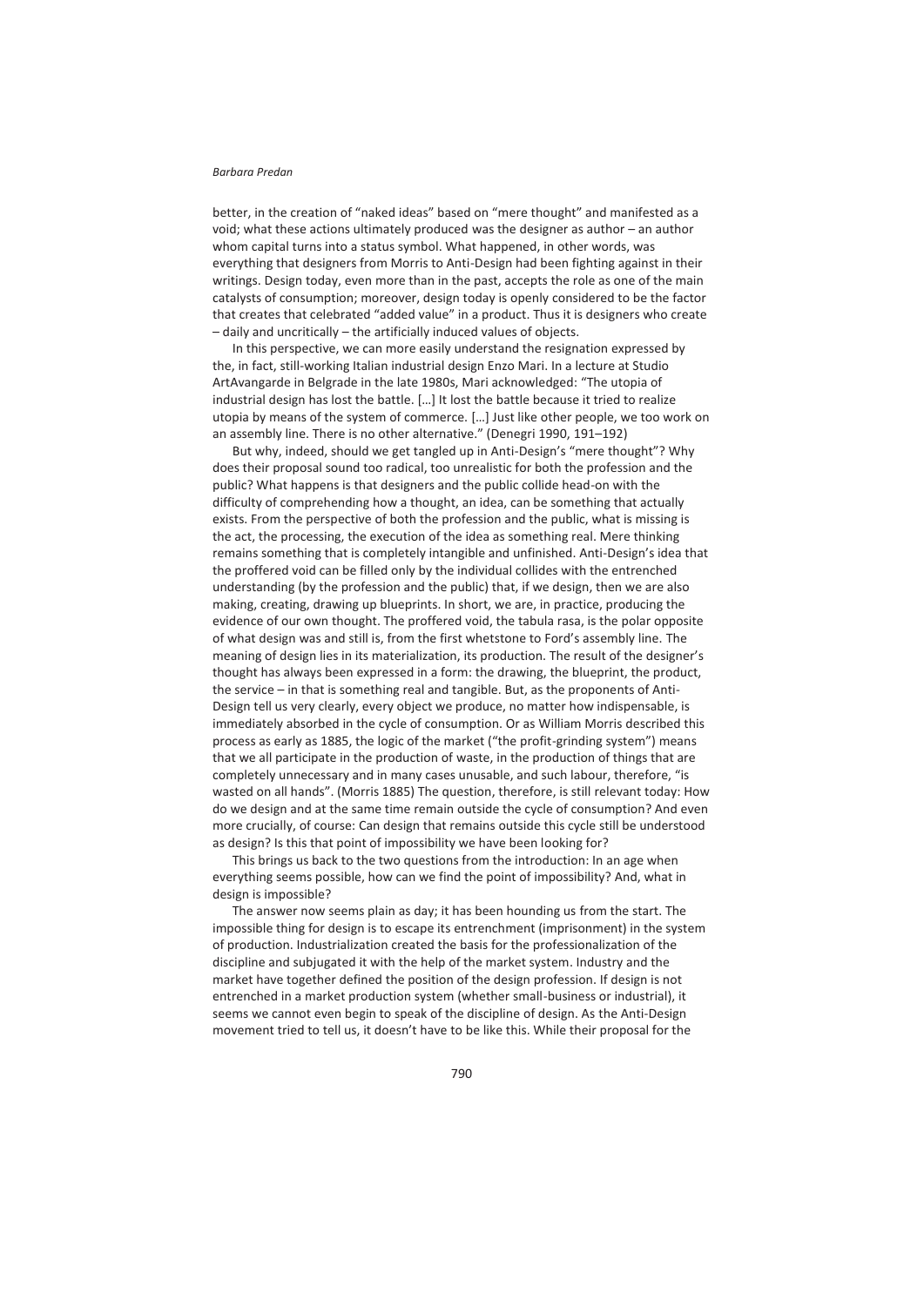better, in the creation of "naked ideas" based on "mere thought" and manifested as a void; what these actions ultimately produced was the designer as author – an author whom capital turns into a status symbol. What happened, in other words, was everything that designers from Morris to Anti-Design had been fighting against in their writings. Design today, even more than in the past, accepts the role as one of the main catalysts of consumption; moreover, design today is openly considered to be the factor that creates that celebrated "added value" in a product. Thus it is designers who create – daily and uncritically – the artificially induced values of objects.

In this perspective, we can more easily understand the resignation expressed by the, in fact, still-working Italian industrial design Enzo Mari. In a lecture at Studio ArtAvangarde in Belgrade in the late 1980s, Mari acknowledged: "The utopia of industrial design has lost the battle. […] It lost the battle because it tried to realize utopia by means of the system of commerce. […] Just like other people, we too work on an assembly line. There is no other alternative." (Denegri 1990, 191–192)

But why, indeed, should we get tangled up in Anti-Design's "mere thought"? Why does their proposal sound too radical, too unrealistic for both the profession and the public? What happens is that designers and the public collide head-on with the difficulty of comprehending how a thought, an idea, can be something that actually exists. From the perspective of both the profession and the public, what is missing is the act, the processing, the execution of the idea as something real. Mere thinking remains something that is completely intangible and unfinished. Anti-Design's idea that the proffered void can be filled only by the individual collides with the entrenched understanding (by the profession and the public) that, if we design, then we are also making, creating, drawing up blueprints. In short, we are, in practice, producing the evidence of our own thought. The proffered void, the tabula rasa, is the polar opposite of what design was and still is, from the first whetstone to Ford's assembly line. The meaning of design lies in its materialization, its production. The result of the designer's thought has always been expressed in a form: the drawing, the blueprint, the product, the service – in that is something real and tangible. But, as the proponents of Anti-Design tell us very clearly, every object we produce, no matter how indispensable, is immediately absorbed in the cycle of consumption. Or as William Morris described this process as early as 1885, the logic of the market ("the profit-grinding system") means that we all participate in the production of waste, in the production of things that are completely unnecessary and in many cases unusable, and such labour, therefore, "is wasted on all hands". (Morris 1885) The question, therefore, is still relevant today: How do we design and at the same time remain outside the cycle of consumption? And even more crucially, of course: Can design that remains outside this cycle still be understood as design? Is this that point of impossibility we have been looking for?

This brings us back to the two questions from the introduction: In an age when everything seems possible, how can we find the point of impossibility? And, what in design is impossible?

The answer now seems plain as day; it has been hounding us from the start. The impossible thing for design is to escape its entrenchment (imprisonment) in the system of production. Industrialization created the basis for the professionalization of the discipline and subjugated it with the help of the market system. Industry and the market have together defined the position of the design profession. If design is not entrenched in a market production system (whether small-business or industrial), it seems we cannot even begin to speak of the discipline of design. As the Anti-Design movement tried to tell us, it doesn't have to be like this. While their proposal for the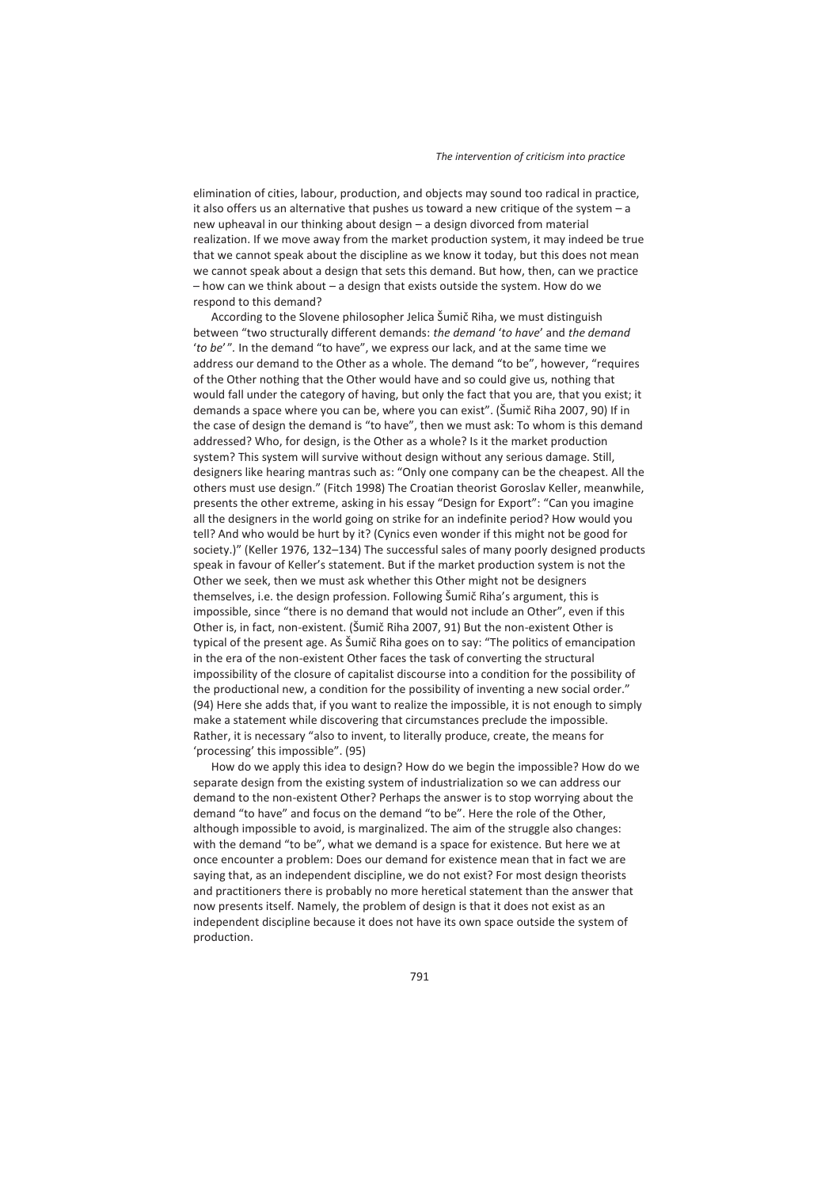elimination of cities, labour, production, and objects may sound too radical in practice, it also offers us an alternative that pushes us toward a new critique of the system – a new upheaval in our thinking about design – a design divorced from material realization. If we move away from the market production system, it may indeed be true that we cannot speak about the discipline as we know it today, but this does not mean we cannot speak about a design that sets this demand. But how, then, can we practice – how can we think about – a design that exists outside the system. How do we respond to this demand?

According to the Slovene philosopher Jelica Šumič Riha, we must distinguish between "two structurally different demands: *the demand 'to have'* and *the demand 'to be'*". In the demand "to have", we express our lack, and at the same time we address our demand to the Other as a whole. The demand "to be", however, "requires of the Other nothing that the Other would have and so could give us, nothing that would fall under the category of having, but only the fact that you are, that you exist; it demands a space where you can be, where you can exist". (Šumič Riha 2007, 90) If in the case of design the demand is "to have", then we must ask: To whom is this demand addressed? Who, for design, is the Other as a whole? Is it the market production system? This system will survive without design without any serious damage. Still, designers like hearing mantras such as: "Only one company can be the cheapest. All the others must use design." (Fitch 1998) The Croatian theorist Goroslav Keller, meanwhile, presents the other extreme, asking in his essay "Design for Export": "Can you imagine all the designers in the world going on strike for an indefinite period? How would you tell? And who would be hurt by it? (Cynics even wonder if this might not be good for society.)" (Keller 1976, 132–134) The successful sales of many poorly designed products speak in favour of Keller's statement. But if the market production system is not the Other we seek, then we must ask whether this Other might not be designers themselves, i.e. the design profession. Following Šumič Riha's argument, this is impossible, since "there is no demand that would not include an Other", even if this Other is, in fact, non-existent. (Šumič Riha 2007, 91) But the non-existent Other is typical of the present age. As Šumič Riha goes on to say: "The politics of emancipation in the era of the non-existent Other faces the task of converting the structural impossibility of the closure of capitalist discourse into a condition for the possibility of the productional new, a condition for the possibility of inventing a new social order." (94) Here she adds that, if you want to realize the impossible, it is not enough to simply make a statement while discovering that circumstances preclude the impossible. Rather, it is necessary "also to invent, to literally produce, create, the means for 'processing' this impossible". (95)

How do we apply this idea to design? How do we begin the impossible? How do we separate design from the existing system of industrialization so we can address our demand to the non-existent Other? Perhaps the answer is to stop worrying about the demand "to have" and focus on the demand "to be". Here the role of the Other, although impossible to avoid, is marginalized. The aim of the struggle also changes: with the demand "to be", what we demand is a space for existence. But here we at once encounter a problem: Does our demand for existence mean that in fact we are saying that, as an independent discipline, we do not exist? For most design theorists and practitioners there is probably no more heretical statement than the answer that now presents itself. Namely, the problem of design is that it does not exist as an independent discipline because it does not have its own space outside the system of production.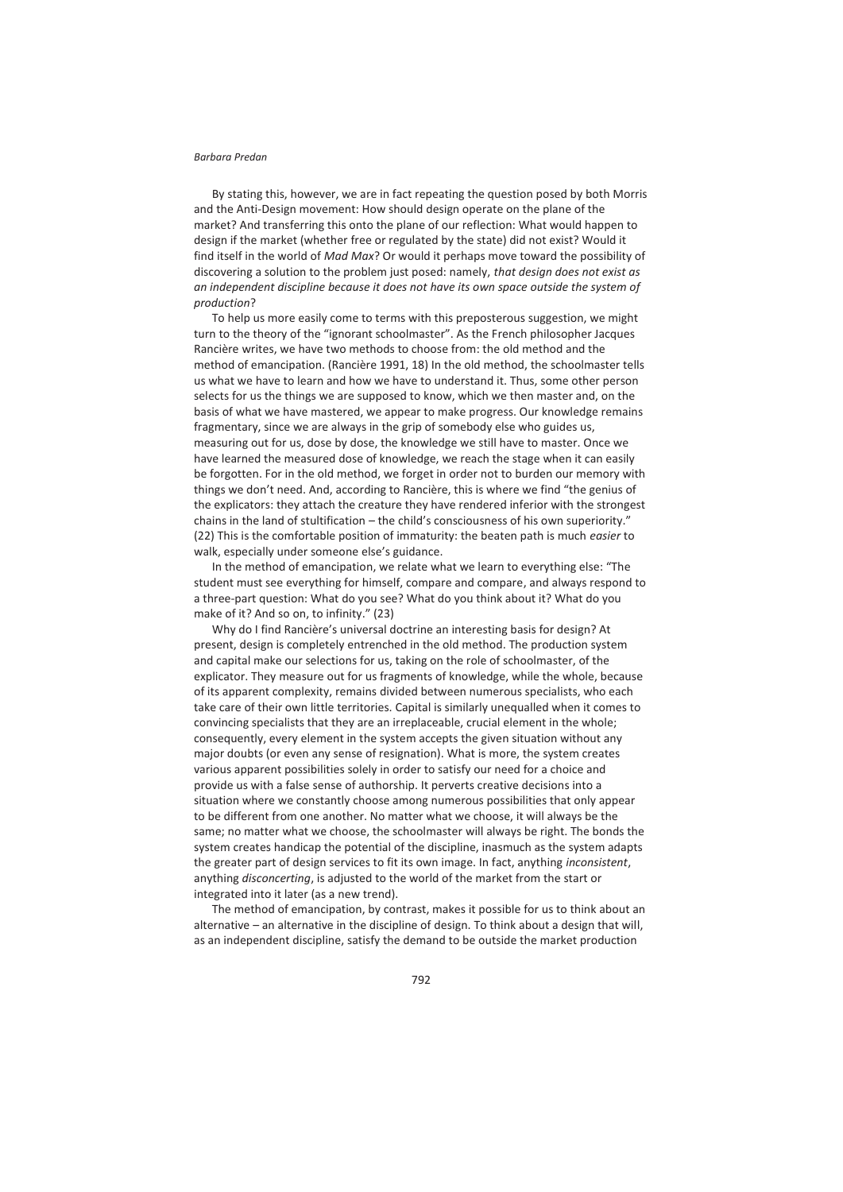By stating this, however, we are in fact repeating the question posed by both Morris and the Anti-Design movement: How should design operate on the plane of the market? And transferring this onto the plane of our reflection: What would happen to design if the market (whether free or regulated by the state) did not exist? Would it find itself in the world of *Mad Max*? Or would it perhaps move toward the possibility of discovering a solution to the problem just posed: namely, *that design does not exist as an independent discipline because it does not have its own space outside the system of production*?

To help us more easily come to terms with this preposterous suggestion, we might turn to the theory of the "ignorant schoolmaster". As the French philosopher Jacques Rancière writes, we have two methods to choose from: the old method and the method of emancipation. (Rancière 1991, 18) In the old method, the schoolmaster tells us what we have to learn and how we have to understand it. Thus, some other person selects for us the things we are supposed to know, which we then master and, on the basis of what we have mastered, we appear to make progress. Our knowledge remains fragmentary, since we are always in the grip of somebody else who guides us, measuring out for us, dose by dose, the knowledge we still have to master. Once we have learned the measured dose of knowledge, we reach the stage when it can easily be forgotten. For in the old method, we forget in order not to burden our memory with things we don't need. And, according to Rancière, this is where we find "the genius of the explicators: they attach the creature they have rendered inferior with the strongest chains in the land of stultification – the child's consciousness of his own superiority." (22) This is the comfortable position of immaturity: the beaten path is much *easier* to walk, especially under someone else's guidance.

In the method of emancipation, we relate what we learn to everything else: "The student must see everything for himself, compare and compare, and always respond to a three-part question: What do you see? What do you think about it? What do you make of it? And so on, to infinity." (23)

Why do I find Rancière's universal doctrine an interesting basis for design? At present, design is completely entrenched in the old method. The production system and capital make our selections for us, taking on the role of schoolmaster, of the explicator. They measure out for us fragments of knowledge, while the whole, because of its apparent complexity, remains divided between numerous specialists, who each take care of their own little territories. Capital is similarly unequalled when it comes to convincing specialists that they are an irreplaceable, crucial element in the whole; consequently, every element in the system accepts the given situation without any major doubts (or even any sense of resignation). What is more, the system creates various apparent possibilities solely in order to satisfy our need for a choice and provide us with a false sense of authorship. It perverts creative decisions into a situation where we constantly choose among numerous possibilities that only appear to be different from one another. No matter what we choose, it will always be the same; no matter what we choose, the schoolmaster will always be right. The bonds the system creates handicap the potential of the discipline, inasmuch as the system adapts the greater part of design services to fit its own image. In fact, anything *inconsistent*, anything *disconcerting*, is adjusted to the world of the market from the start or integrated into it later (as a new trend).

The method of emancipation, by contrast, makes it possible for us to think about an alternative – an alternative in the discipline of design. To think about a design that will, as an independent discipline, satisfy the demand to be outside the market production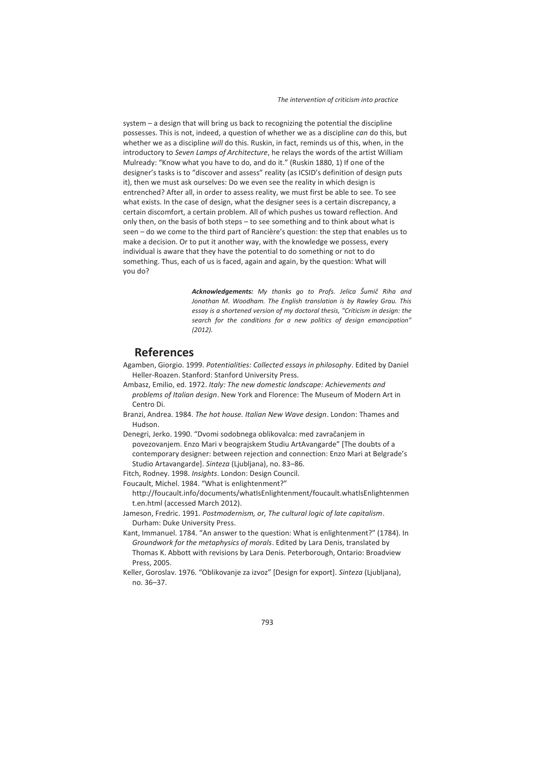system – a design that will bring us back to recognizing the potential the discipline possesses. This is not, indeed, a question of whether we as a discipline *can* do this, but whether we as a discipline *will* do this. Ruskin, in fact, reminds us of this, when, in the introductory to *Seven Lamps of Architecture*, he relays the words of the artist William Mulready: "Know what you have to do, and do it." (Ruskin 1880, 1) If one of the designer's tasks is to "discover and assess" reality (as ICSID's definition of design puts it), then we must ask ourselves: Do we even see the reality in which design is entrenched? After all, in order to assess reality, we must first be able to see. To see what exists. In the case of design, what the designer sees is a certain discrepancy, a certain discomfort, a certain problem. All of which pushes us toward reflection. And only then, on the basis of both steps – to see something and to think about what is seen – do we come to the third part of Rancière's question: the step that enables us to make a decision. Or to put it another way, with the knowledge we possess, every individual is aware that they have the potential to do something or not to do something. Thus, each of us is faced, again and again, by the question: What will you do?

> ***Acknowledgements:*** *My thanks go to Profs. Jelica Šumič Riha and Jonathan M. Woodham. The English translation is by Rawley Grau. This essay is a shortened version of my doctoral thesis, "Criticism in design: the search for the conditions for a new politics of design emancipation" (2012).*

## References

Agamben, Giorgio. 1999. *Potentialities: Collected essays in philosophy*. Edited by Daniel Heller-Roazen. Stanford: Stanford University Press.

Ambasz, Emilio, ed. 1972. *Italy: The new domestic landscape: Achievements and problems of Italian design*. New York and Florence: The Museum of Modern Art in Centro Di.

Branzi, Andrea. 1984. *The hot house. Italian New Wave design*. London: Thames and Hudson.

Denegri, Jerko. 1990. "Dvomi sodobnega oblikovalca: med zavračanjem in povezovanjem. Enzo Mari v beograjskem Studiu ArtAvangarde" [The doubts of a contemporary designer: between rejection and connection: Enzo Mari at Belgrade's Studio Artavangarde]. *Sinteza* (Ljubljana), no. 83–86.

Fitch, Rodney. 1998. *Insights*. London: Design Council.

Foucault, Michel. 1984. "What is enlightenment?" http://foucault.info/documents/whatIsEnlightenment/foucault.whatIsEnlightenment.en.html (accessed March 2012).

Jameson, Fredric. 1991. *Postmodernism, or, The cultural logic of late capitalism*. Durham: Duke University Press.

Kant, Immanuel. 1784. "An answer to the question: What is enlightenment?" (1784). In *Groundwork for the metaphysics of morals*. Edited by Lara Denis, translated by Thomas K. Abbott with revisions by Lara Denis. Peterborough, Ontario: Broadview Press, 2005.

Keller, Goroslav. 1976. "Oblikovanje za izvoz" [Design for export]. *Sinteza* (Ljubljana), no. 36–37.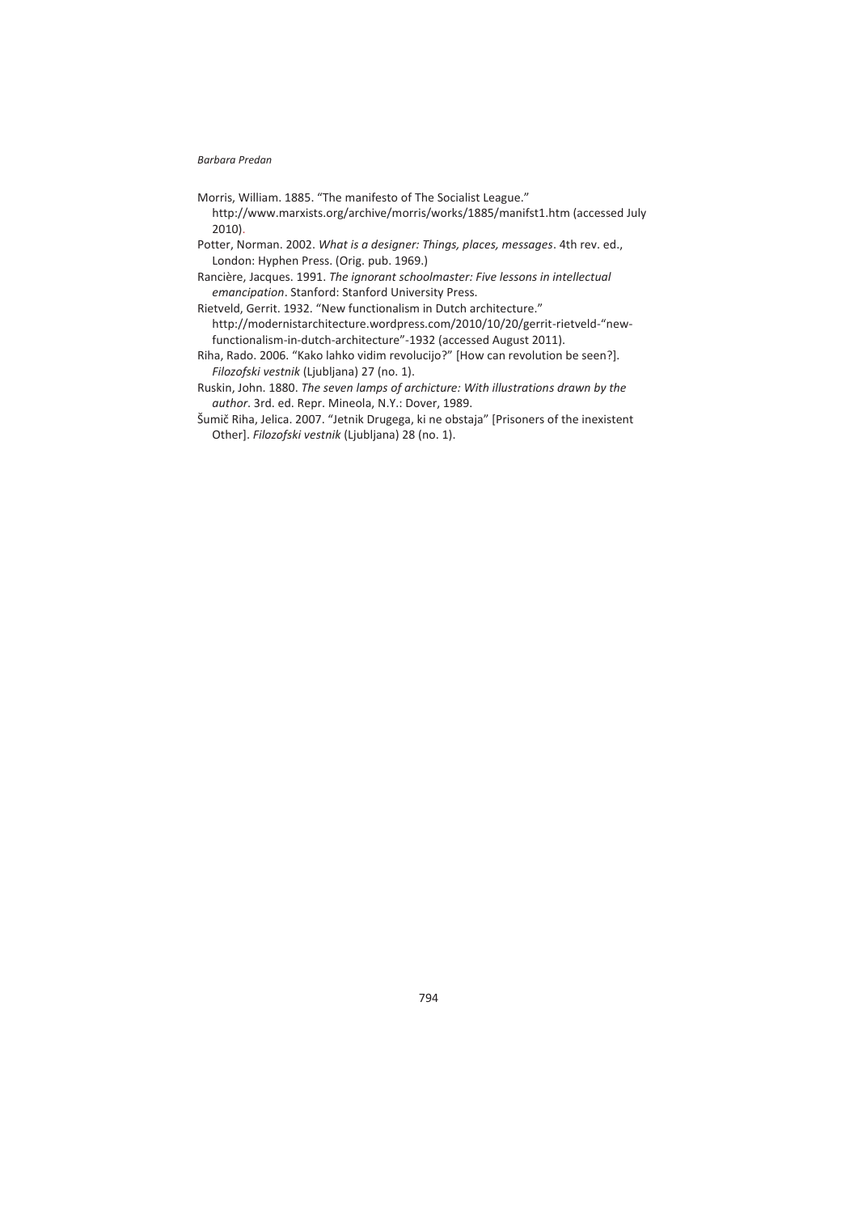Morris, William. 1885. "The manifesto of The Socialist League." http://www.marxists.org/archive/morris/works/1885/manifst1.htm (accessed July 2010).

Potter, Norman. 2002. *What is a designer: Things, places, messages*. 4th rev. ed., London: Hyphen Press. (Orig. pub. 1969.)

Rancière, Jacques. 1991. *The ignorant schoolmaster: Five lessons in intellectual emancipation*. Stanford: Stanford University Press.

Rietveld, Gerrit. 1932. "New functionalism in Dutch architecture." http://modernistarchitecture.wordpress.com/2010/10/20/gerrit-rietveld-"new-functionalism-in-dutch-architecture"-1932 (accessed August 2011).

Riha, Rado. 2006. "Kako lahko vidim revolucijo?" [How can revolution be seen?]. *Filozofski vestnik* (Ljubljana) 27 (no. 1).

Ruskin, John. 1880. *The seven lamps of archicture: With illustrations drawn by the author*. 3rd. ed. Repr. Mineola, N.Y.: Dover, 1989.

Šumič Riha, Jelica. 2007. "Jetnik Drugega, ki ne obstaja" [Prisoners of the inexistent Other]. *Filozofski vestnik* (Ljubljana) 28 (no. 1).